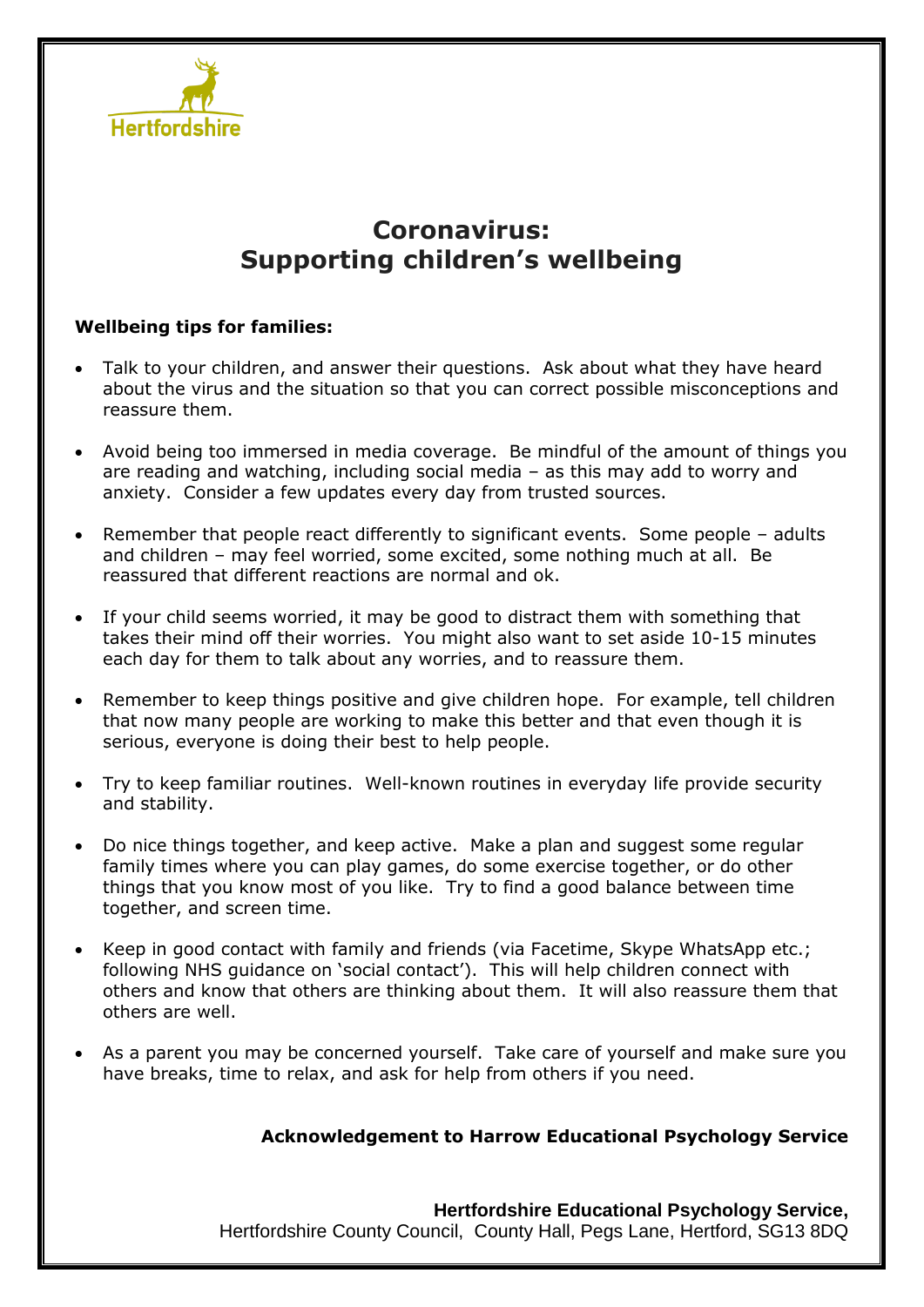Hertfordshire

# Coronavirus: Supporting children's wellbeing

**Wellbeing tips for families:**

- Talk to your children, and answer their questions. Ask about what they have heard about the virus and the situation so that you can correct possible misconceptions and reassure them.
- Avoid being too immersed in media coverage. Be mindful of the amount of things you are reading and watching, including social media – as this may add to worry and anxiety. Consider a few updates every day from trusted sources.
- Remember that people react differently to significant events. Some people – adults and children – may feel worried, some excited, some nothing much at all. Be reassured that different reactions are normal and ok.
- If your child seems worried, it may be good to distract them with something that takes their mind off their worries. You might also want to set aside 10-15 minutes each day for them to talk about any worries, and to reassure them.
- Remember to keep things positive and give children hope. For example, tell children that now many people are working to make this better and that even though it is serious, everyone is doing their best to help people.
- Try to keep familiar routines. Well-known routines in everyday life provide security and stability.
- Do nice things together, and keep active. Make a plan and suggest some regular family times where you can play games, do some exercise together, or do other things that you know most of you like. Try to find a good balance between time together, and screen time.
- Keep in good contact with family and friends (via Facetime, Skype WhatsApp etc.; following NHS guidance on 'social contact'). This will help children connect with others and know that others are thinking about them. It will also reassure them that others are well.
- As a parent you may be concerned yourself. Take care of yourself and make sure you have breaks, time to relax, and ask for help from others if you need.

**Acknowledgement to Harrow Educational Psychology Service**

**Hertfordshire Educational Psychology Service,**
Hertfordshire County Council, County Hall, Pegs Lane, Hertford, SG13 8DQ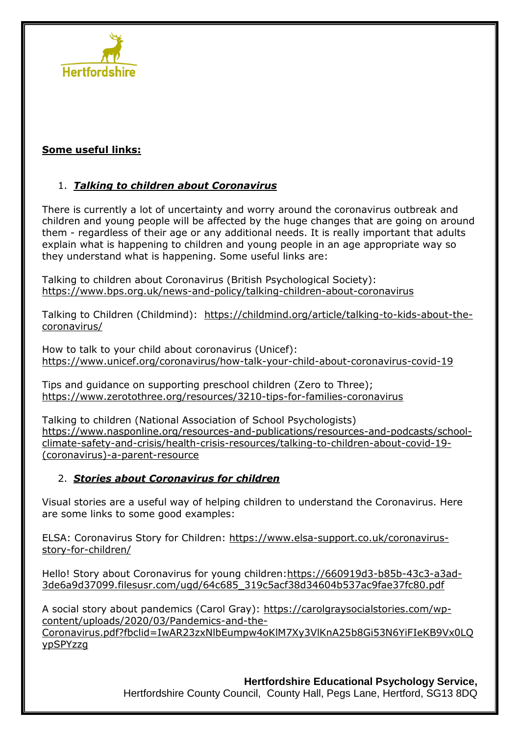Hertfordshire

**Some useful links:**

1. ***Talking to children about Coronavirus***

There is currently a lot of uncertainty and worry around the coronavirus outbreak and children and young people will be affected by the huge changes that are going on around them - regardless of their age or any additional needs. It is really important that adults explain what is happening to children and young people in an age appropriate way so they understand what is happening. Some useful links are:

Talking to children about Coronavirus (British Psychological Society): https://www.bps.org.uk/news-and-policy/talking-children-about-coronavirus

Talking to Children (Childmind): https://childmind.org/article/talking-to-kids-about-the-coronavirus/

How to talk to your child about coronavirus (Unicef): https://www.unicef.org/coronavirus/how-talk-your-child-about-coronavirus-covid-19

Tips and guidance on supporting preschool children (Zero to Three); https://www.zerotothree.org/resources/3210-tips-for-families-coronavirus

Talking to children (National Association of School Psychologists) https://www.nasponline.org/resources-and-publications/resources-and-podcasts/school-climate-safety-and-crisis/health-crisis-resources/talking-to-children-about-covid-19-(coronavirus)-a-parent-resource

2. ***Stories about Coronavirus for children***

Visual stories are a useful way of helping children to understand the Coronavirus. Here are some links to some good examples:

ELSA: Coronavirus Story for Children: https://www.elsa-support.co.uk/coronavirus-story-for-children/

Hello! Story about Coronavirus for young children:https://660919d3-b85b-43c3-a3ad-3de6a9d37099.filesusr.com/ugd/64c685_319c5acf38d34604b537ac9fae37fc80.pdf

A social story about pandemics (Carol Gray): https://carolgraysocialstories.com/wp-content/uploads/2020/03/Pandemics-and-the-Coronavirus.pdf?fbclid=IwAR23zxNlbEumpw4oKlM7Xy3VlKnA25b8Gi53N6YiFIeKB9Vx0LQypSPYzzg

**Hertfordshire Educational Psychology Service,**
Hertfordshire County Council, County Hall, Pegs Lane, Hertford, SG13 8DQ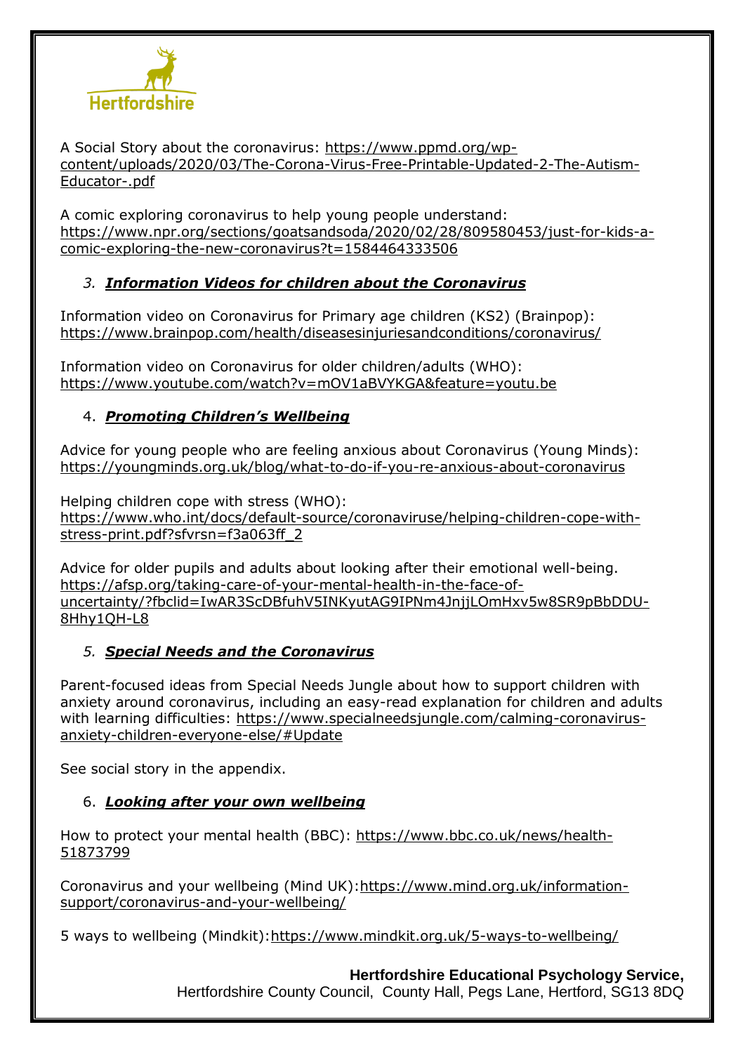A Social Story about the coronavirus: https://www.ppmd.org/wp-content/uploads/2020/03/The-Corona-Virus-Free-Printable-Updated-2-The-Autism-Educator-.pdf

A comic exploring coronavirus to help young people understand: https://www.npr.org/sections/goatsandsoda/2020/02/28/809580453/just-for-kids-a-comic-exploring-the-new-coronavirus?t=1584464333506

## 3. ***Information Videos for children about the Coronavirus***

Information video on Coronavirus for Primary age children (KS2) (Brainpop): https://www.brainpop.com/health/diseasesinjuriesandconditions/coronavirus/

Information video on Coronavirus for older children/adults (WHO): https://www.youtube.com/watch?v=mOV1aBVYKGA&feature=youtu.be

## 4. ***Promoting Children's Wellbeing***

Advice for young people who are feeling anxious about Coronavirus (Young Minds): https://youngminds.org.uk/blog/what-to-do-if-you-re-anxious-about-coronavirus

Helping children cope with stress (WHO): https://www.who.int/docs/default-source/coronaviruse/helping-children-cope-with-stress-print.pdf?sfvrsn=f3a063ff_2

Advice for older pupils and adults about looking after their emotional well-being. https://afsp.org/taking-care-of-your-mental-health-in-the-face-of-uncertainty/?fbclid=IwAR3ScDBfuhV5INKyutAG9IPNm4JnjjLOmHxv5w8SR9pBbDDU-8Hhy1QH-L8

## 5. ***Special Needs and the Coronavirus***

Parent-focused ideas from Special Needs Jungle about how to support children with anxiety around coronavirus, including an easy-read explanation for children and adults with learning difficulties: https://www.specialneedsjungle.com/calming-coronavirus-anxiety-children-everyone-else/#Update

See social story in the appendix.

## 6. ***Looking after your own wellbeing***

How to protect your mental health (BBC): https://www.bbc.co.uk/news/health-51873799

Coronavirus and your wellbeing (Mind UK): https://www.mind.org.uk/information-support/coronavirus-and-your-wellbeing/

5 ways to wellbeing (Mindkit): https://www.mindkit.org.uk/5-ways-to-wellbeing/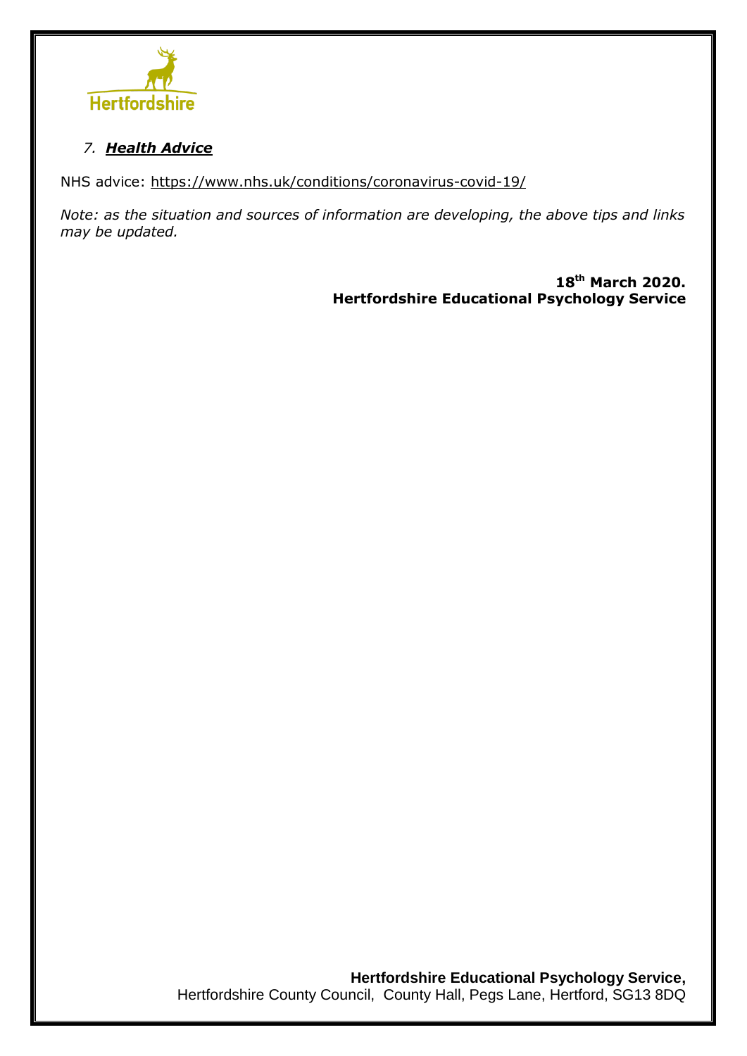## 7. ***Health Advice***

NHS advice: https://www.nhs.uk/conditions/coronavirus-covid-19/

*Note: as the situation and sources of information are developing, the above tips and links may be updated.*

**18th March 2020.**
**Hertfordshire Educational Psychology Service**

**Hertfordshire Educational Psychology Service,**
Hertfordshire County Council, County Hall, Pegs Lane, Hertford, SG13 8DQ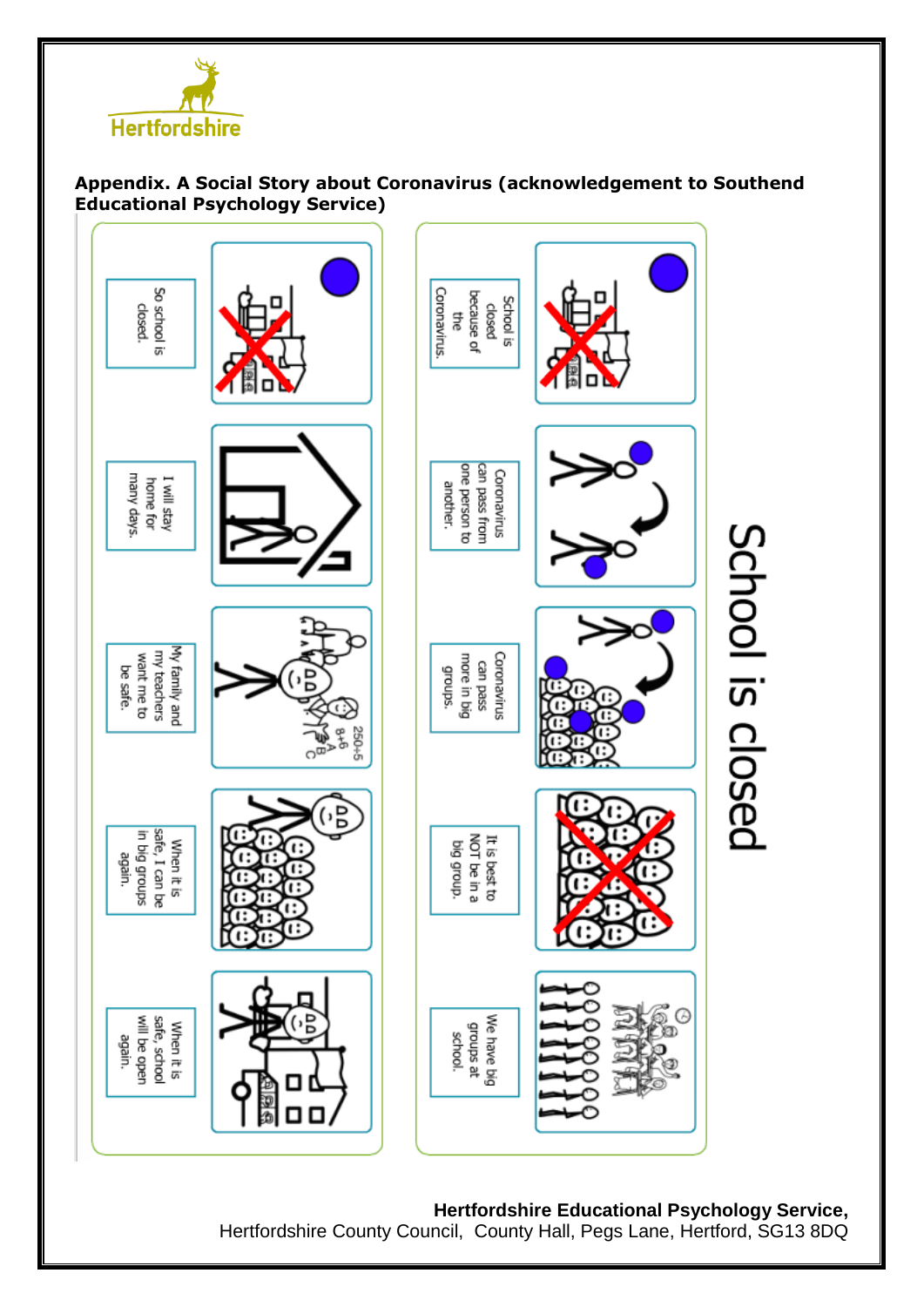Hertfordshire

**Appendix. A Social Story about Coronavirus (acknowledgement to Southend Educational Psychology Service)**

# School is closed

School is closed because of the Coronavirus.

Coronavirus can pass from one person to another.

Coronavirus can pass more in big groups.

It is best to NOT be in a big group.

We have big groups at school.

So school is closed.

I will stay home for many days.

My family and my teachers want me to be safe.

When it is safe, I can be in big groups again.

When it is safe, school will be open again.

**Hertfordshire Educational Psychology Service,**
Hertfordshire County Council, County Hall, Pegs Lane, Hertford, SG13 8DQ